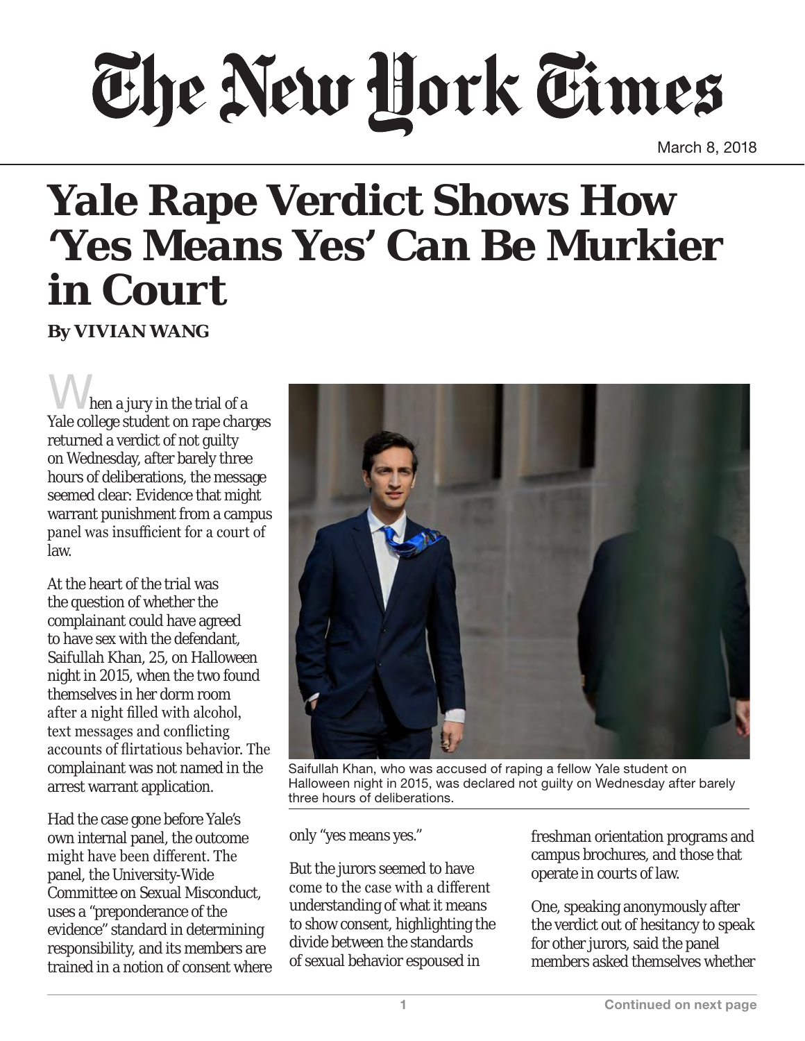March 8, 2018

# Yale Rape Verdict Shows How 'Yes Means Yes' Can Be Murkier in Court

**By VIVIAN WANG**

When a jury in the trial of a Yale college student on rape charges returned a verdict of not guilty on Wednesday, after barely three hours of deliberations, the message seemed clear: Evidence that might warrant punishment from a campus panel was insufficient for a court of law.

At the heart of the trial was the question of whether the complainant could have agreed to have sex with the defendant, Saifullah Khan, 25, on Halloween night in 2015, when the two found themselves in her dorm room after a night filled with alcohol, text messages and conflicting accounts of flirtatious behavior. The complainant was not named in the arrest warrant application.

Saifullah Khan, who was accused of raping a fellow Yale student on Halloween night in 2015, was declared not guilty on Wednesday after barely three hours of deliberations.

Had the case gone before Yale's own internal panel, the outcome might have been different. The panel, the University-Wide Committee on Sexual Misconduct, uses a "preponderance of the evidence" standard in determining responsibility, and its members are trained in a notion of consent where only "yes means yes."

But the jurors seemed to have come to the case with a different understanding of what it means to show consent, highlighting the divide between the standards of sexual behavior espoused in freshman orientation programs and campus brochures, and those that operate in courts of law.

One, speaking anonymously after the verdict out of hesitancy to speak for other jurors, said the panel members asked themselves whether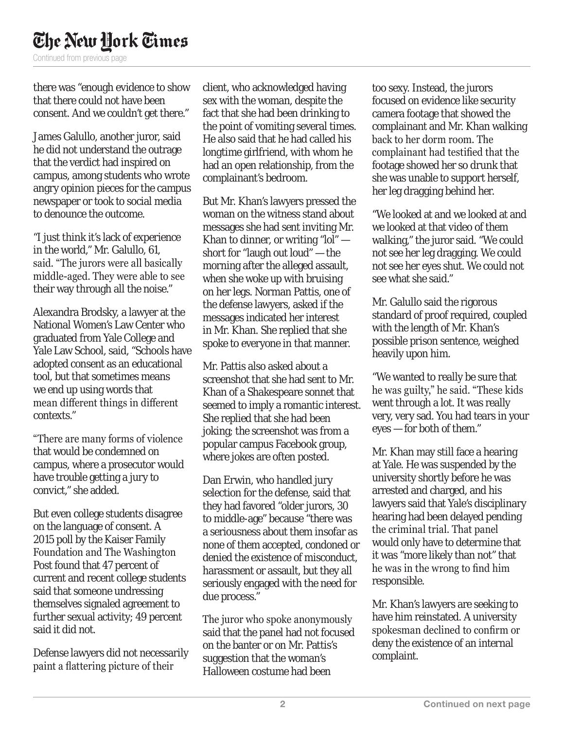there was "enough evidence to show that there could not have been consent. And we couldn't get there."

James Galullo, another juror, said he did not understand the outrage that the verdict had inspired on campus, among students who wrote angry opinion pieces for the campus newspaper or took to social media to denounce the outcome.

"I just think it's lack of experience in the world," Mr. Galullo, 61, said. "The jurors were all basically middle-aged. They were able to see their way through all the noise."

Alexandra Brodsky, a lawyer at the National Women's Law Center who graduated from Yale College and Yale Law School, said, "Schools have adopted consent as an educational tool, but that sometimes means we end up using words that mean different things in different contexts."

"There are many forms of violence that would be condemned on campus, where a prosecutor would have trouble getting a jury to convict," she added.

But even college students disagree on the language of consent. A 2015 poll by the Kaiser Family Foundation and The Washington Post found that 47 percent of current and recent college students said that someone undressing themselves signaled agreement to further sexual activity; 49 percent said it did not.

Defense lawyers did not necessarily paint a flattering picture of their client, who acknowledged having sex with the woman, despite the fact that she had been drinking to the point of vomiting several times. He also said that he had called his longtime girlfriend, with whom he had an open relationship, from the complainant's bedroom.

But Mr. Khan's lawyers pressed the woman on the witness stand about messages she had sent inviting Mr. Khan to dinner, or writing "lol" — short for "laugh out loud" — the morning after the alleged assault, when she woke up with bruising on her legs. Norman Pattis, one of the defense lawyers, asked if the messages indicated her interest in Mr. Khan. She replied that she spoke to everyone in that manner.

Mr. Pattis also asked about a screenshot that she had sent to Mr. Khan of a Shakespeare sonnet that seemed to imply a romantic interest. She replied that she had been joking; the screenshot was from a popular campus Facebook group, where jokes are often posted.

Dan Erwin, who handled jury selection for the defense, said that they had favored "older jurors, 30 to middle-age" because "there was a seriousness about them insofar as none of them accepted, condoned or denied the existence of misconduct, harassment or assault, but they all seriously engaged with the need for due process."

The juror who spoke anonymously said that the panel had not focused on the banter or on Mr. Pattis's suggestion that the woman's Halloween costume had been too sexy. Instead, the jurors focused on evidence like security camera footage that showed the complainant and Mr. Khan walking back to her dorm room. The complainant had testified that the footage showed her so drunk that she was unable to support herself, her leg dragging behind her.

"We looked at and we looked at and we looked at that video of them walking," the juror said. "We could not see her leg dragging. We could not see her eyes shut. We could not see what she said."

Mr. Galullo said the rigorous standard of proof required, coupled with the length of Mr. Khan's possible prison sentence, weighed heavily upon him.

"We wanted to really be sure that he was guilty," he said. "These kids went through a lot. It was really very, very sad. You had tears in your eyes — for both of them."

Mr. Khan may still face a hearing at Yale. He was suspended by the university shortly before he was arrested and charged, and his lawyers said that Yale's disciplinary hearing had been delayed pending the criminal trial. That panel would only have to determine that it was "more likely than not" that he was in the wrong to find him responsible.

Mr. Khan's lawyers are seeking to have him reinstated. A university spokesman declined to confirm or deny the existence of an internal complaint.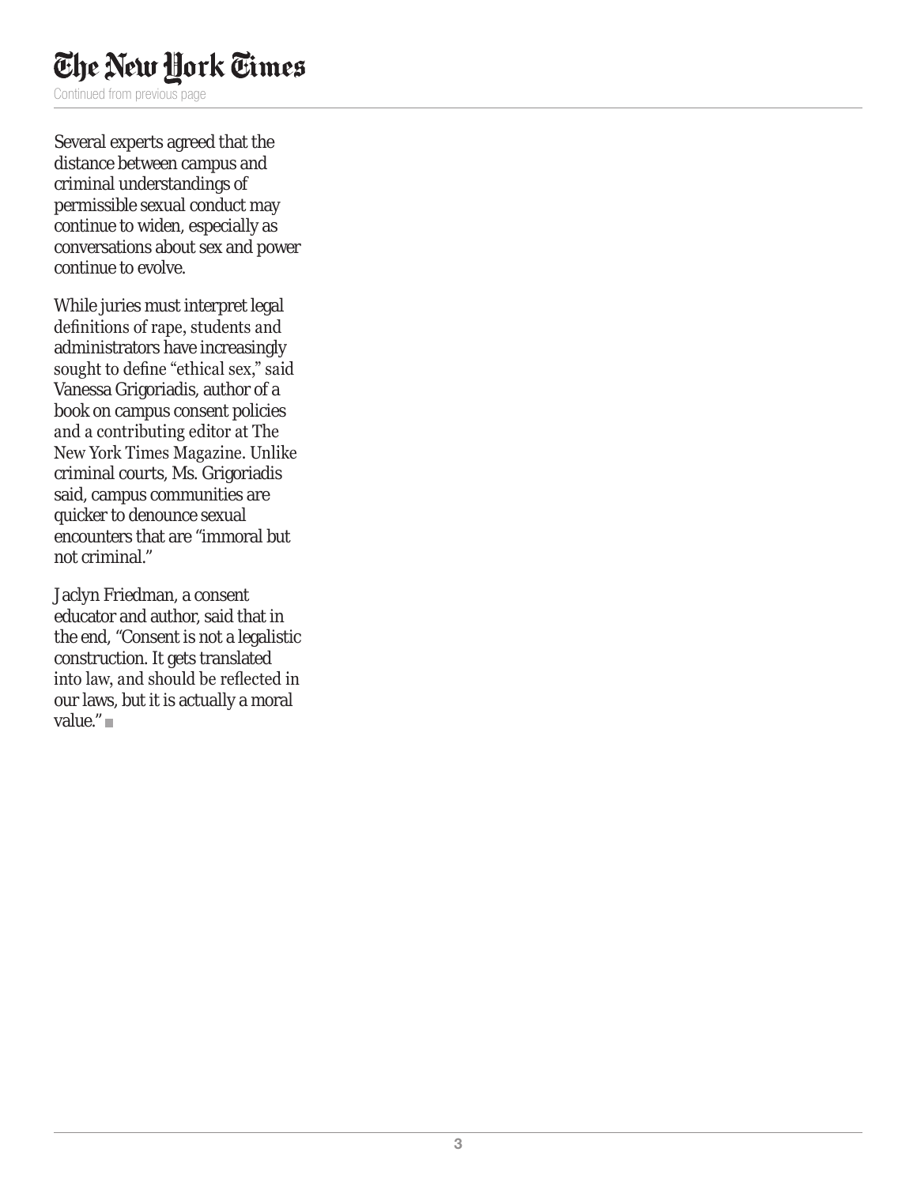Several experts agreed that the distance between campus and criminal understandings of permissible sexual conduct may continue to widen, especially as conversations about sex and power continue to evolve.

While juries must interpret legal definitions of rape, students and administrators have increasingly sought to define "ethical sex," said Vanessa Grigoriadis, author of a book on campus consent policies and a contributing editor at The New York Times Magazine. Unlike criminal courts, Ms. Grigoriadis said, campus communities are quicker to denounce sexual encounters that are "immoral but not criminal."

Jaclyn Friedman, a consent educator and author, said that in the end, "Consent is not a legalistic construction. It gets translated into law, and should be reflected in our laws, but it is actually a moral value." ■